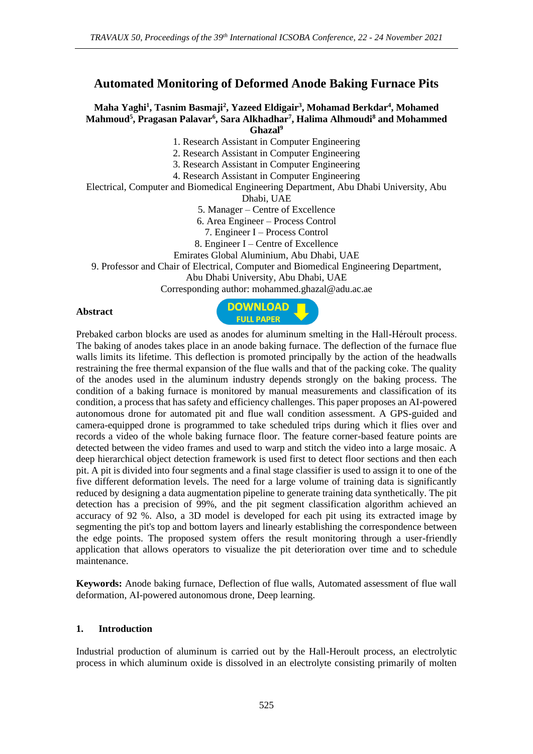# Automated Monitoring of Deformed Anode Baking Furnace Pits

**Maha Yaghi[1], Tasnim Basmaji[2], Yazeed Eldigair[3], Mohamad Berkdar[4], Mohamed Mahmoud[5], Pragasan Palavar[6], Sara Alkhadhar[7], Halima Alhmoudi[8] and Mohammed Ghazal[9]**

1. Research Assistant in Computer Engineering
2. Research Assistant in Computer Engineering
3. Research Assistant in Computer Engineering
4. Research Assistant in Computer Engineering

Electrical, Computer and Biomedical Engineering Department, Abu Dhabi University, Abu Dhabi, UAE

5. Manager – Centre of Excellence
6. Area Engineer – Process Control
7. Engineer I – Process Control
8. Engineer I – Centre of Excellence

Emirates Global Aluminium, Abu Dhabi, UAE

9. Professor and Chair of Electrical, Computer and Biomedical Engineering Department, Abu Dhabi University, Abu Dhabi, UAE

Corresponding author: mohammed.ghazal@adu.ac.ae

**Abstract**

Prebaked carbon blocks are used as anodes for aluminum smelting in the Hall-Héroult process. The baking of anodes takes place in an anode baking furnace. The deflection of the furnace flue walls limits its lifetime. This deflection is promoted principally by the action of the headwalls restraining the free thermal expansion of the flue walls and that of the packing coke. The quality of the anodes used in the aluminum industry depends strongly on the baking process. The condition of a baking furnace is monitored by manual measurements and classification of its condition, a process that has safety and efficiency challenges. This paper proposes an AI-powered autonomous drone for automated pit and flue wall condition assessment. A GPS-guided and camera-equipped drone is programmed to take scheduled trips during which it flies over and records a video of the whole baking furnace floor. The feature corner-based feature points are detected between the video frames and used to warp and stitch the video into a large mosaic. A deep hierarchical object detection framework is used first to detect floor sections and then each pit. A pit is divided into four segments and a final stage classifier is used to assign it to one of the five different deformation levels. The need for a large volume of training data is significantly reduced by designing a data augmentation pipeline to generate training data synthetically. The pit detection has a precision of 99%, and the pit segment classification algorithm achieved an accuracy of 92 %. Also, a 3D model is developed for each pit using its extracted image by segmenting the pit's top and bottom layers and linearly establishing the correspondence between the edge points. The proposed system offers the result monitoring through a user-friendly application that allows operators to visualize the pit deterioration over time and to schedule maintenance.

**Keywords:** Anode baking furnace, Deflection of flue walls, Automated assessment of flue wall deformation, AI-powered autonomous drone, Deep learning.

## 1. Introduction

Industrial production of aluminum is carried out by the Hall-Heroult process, an electrolytic process in which aluminum oxide is dissolved in an electrolyte consisting primarily of molten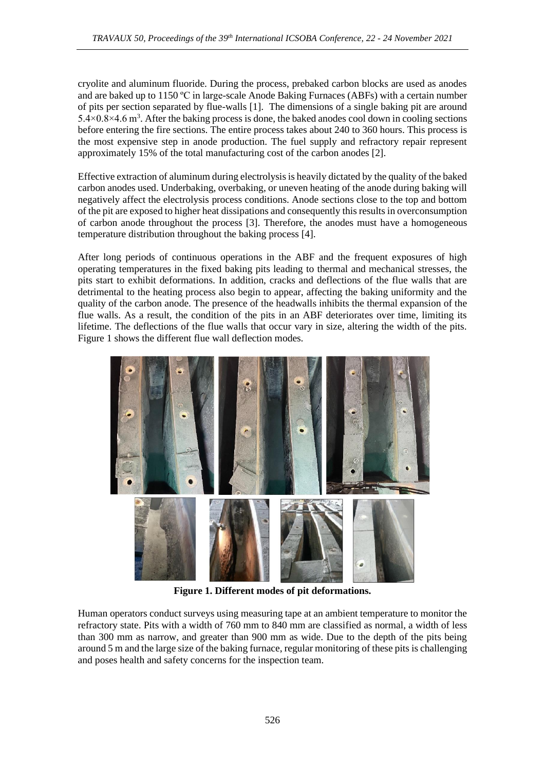cryolite and aluminum fluoride. During the process, prebaked carbon blocks are used as anodes and are baked up to 1150 ºC in large-scale Anode Baking Furnaces (ABFs) with a certain number of pits per section separated by flue-walls [1]. The dimensions of a single baking pit are around $5.4 \times 0.8 \times 4.6$ m$^3$. After the baking process is done, the baked anodes cool down in cooling sections before entering the fire sections. The entire process takes about 240 to 360 hours. This process is the most expensive step in anode production. The fuel supply and refractory repair represent approximately 15% of the total manufacturing cost of the carbon anodes [2].

Effective extraction of aluminum during electrolysis is heavily dictated by the quality of the baked carbon anodes used. Underbaking, overbaking, or uneven heating of the anode during baking will negatively affect the electrolysis process conditions. Anode sections close to the top and bottom of the pit are exposed to higher heat dissipations and consequently this results in overconsumption of carbon anode throughout the process [3]. Therefore, the anodes must have a homogeneous temperature distribution throughout the baking process [4].

After long periods of continuous operations in the ABF and the frequent exposures of high operating temperatures in the fixed baking pits leading to thermal and mechanical stresses, the pits start to exhibit deformations. In addition, cracks and deflections of the flue walls that are detrimental to the heating process also begin to appear, affecting the baking uniformity and the quality of the carbon anode. The presence of the headwalls inhibits the thermal expansion of the flue walls. As a result, the condition of the pits in an ABF deteriorates over time, limiting its lifetime. The deflections of the flue walls that occur vary in size, altering the width of the pits. Figure 1 shows the different flue wall deflection modes.

**Figure 1. Different modes of pit deformations.**

Human operators conduct surveys using measuring tape at an ambient temperature to monitor the refractory state. Pits with a width of 760 mm to 840 mm are classified as normal, a width of less than 300 mm as narrow, and greater than 900 mm as wide. Due to the depth of the pits being around 5 m and the large size of the baking furnace, regular monitoring of these pits is challenging and poses health and safety concerns for the inspection team.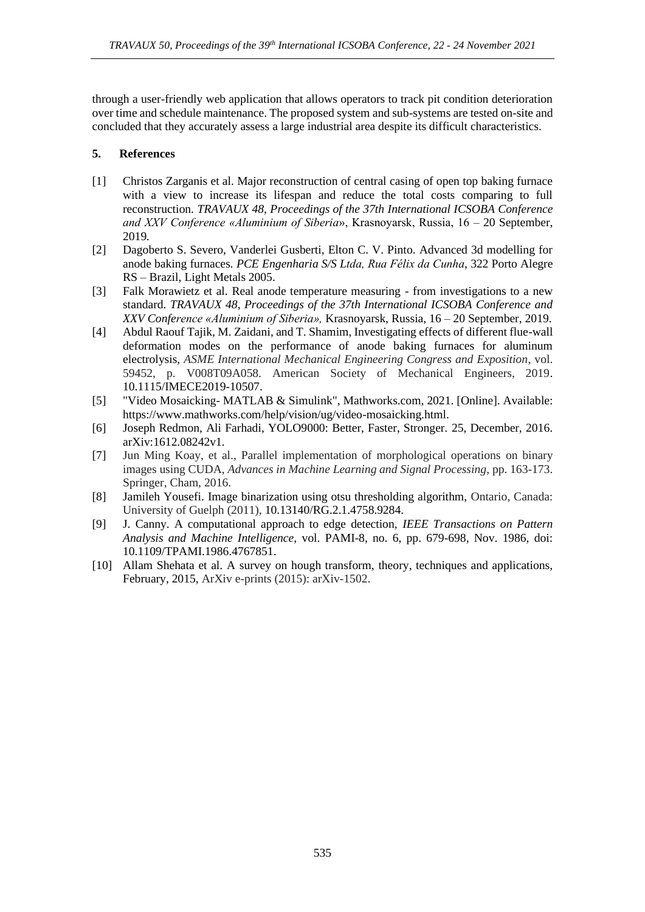through a user-friendly web application that allows operators to track pit condition deterioration over time and schedule maintenance. The proposed system and sub-systems are tested on-site and concluded that they accurately assess a large industrial area despite its difficult characteristics.

## 5. References

[1] Christos Zarganis et al. Major reconstruction of central casing of open top baking furnace with a view to increase its lifespan and reduce the total costs comparing to full reconstruction. *TRAVAUX 48, Proceedings of the 37th International ICSOBA Conference and XXV Conference «Aluminium of Siberia*», Krasnoyarsk, Russia, 16 – 20 September, 2019.

[2] Dagoberto S. Severo, Vanderlei Gusberti, Elton C. V. Pinto. Advanced 3d modelling for anode baking furnaces. *PCE Engenharia S/S Ltda, Rua Félix da Cunha*, 322 Porto Alegre RS – Brazil, Light Metals 2005.

[3] Falk Morawietz et al. Real anode temperature measuring - from investigations to a new standard. *TRAVAUX 48, Proceedings of the 37th International ICSOBA Conference and XXV Conference «Aluminium of Siberia»,* Krasnoyarsk, Russia, 16 – 20 September, 2019.

[4] Abdul Raouf Tajik, M. Zaidani, and T. Shamim, Investigating effects of different flue-wall deformation modes on the performance of anode baking furnaces for aluminum electrolysis, *ASME International Mechanical Engineering Congress and Exposition*, vol. 59452, p. V008T09A058. American Society of Mechanical Engineers, 2019. 10.1115/IMECE2019-10507.

[5] "Video Mosaicking- MATLAB & Simulink", Mathworks.com, 2021. [Online]. Available: https://www.mathworks.com/help/vision/ug/video-mosaicking.html.

[6] Joseph Redmon, Ali Farhadi, YOLO9000: Better, Faster, Stronger. 25, December, 2016. arXiv:1612.08242v1.

[7] Jun Ming Koay, et al., Parallel implementation of morphological operations on binary images using CUDA, *Advances in Machine Learning and Signal Processing*, pp. 163-173. Springer, Cham, 2016.

[8] Jamileh Yousefi. Image binarization using otsu thresholding algorithm, Ontario, Canada: University of Guelph (2011), 10.13140/RG.2.1.4758.9284.

[9] J. Canny. A computational approach to edge detection, *IEEE Transactions on Pattern Analysis and Machine Intelligence*, vol. PAMI-8, no. 6, pp. 679-698, Nov. 1986, doi: 10.1109/TPAMI.1986.4767851.

[10] Allam Shehata et al. A survey on hough transform, theory, techniques and applications, February, 2015, ArXiv e-prints (2015): arXiv-1502.